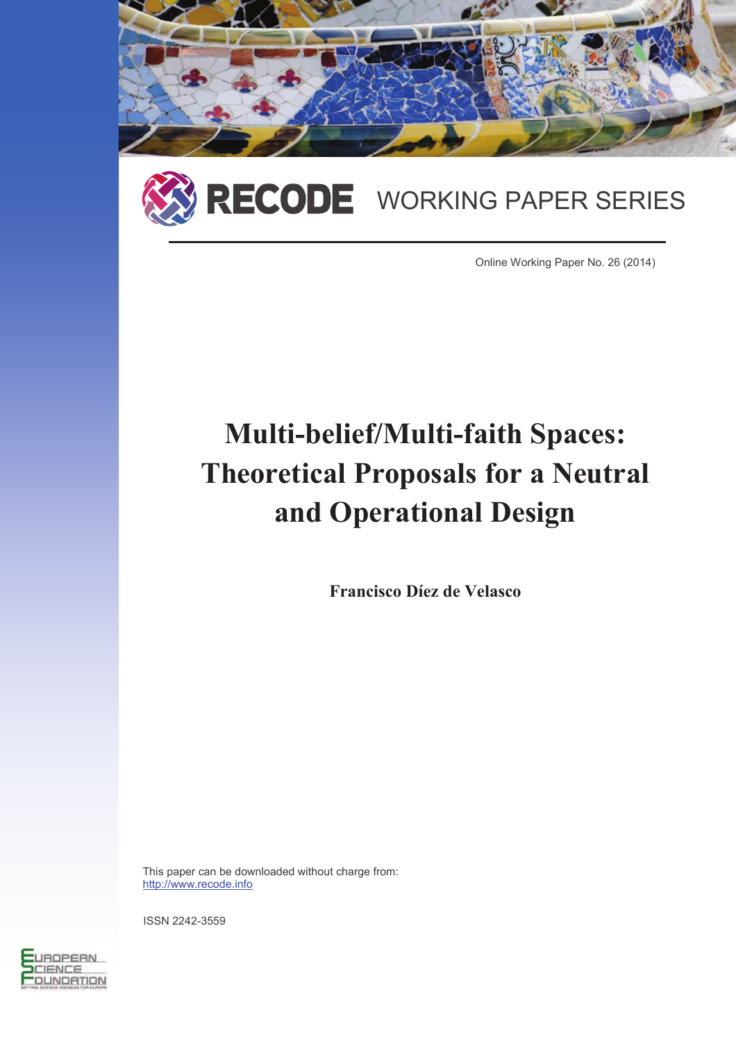RECODE WORKING PAPER SERIES

Online Working Paper No. 26 (2014)

# Multi-belief/Multi-faith Spaces: Theoretical Proposals for a Neutral and Operational Design

**Francisco Díez de Velasco**

This paper can be downloaded without charge from:
http://www.recode.info

ISSN 2242-3559

European Science Foundation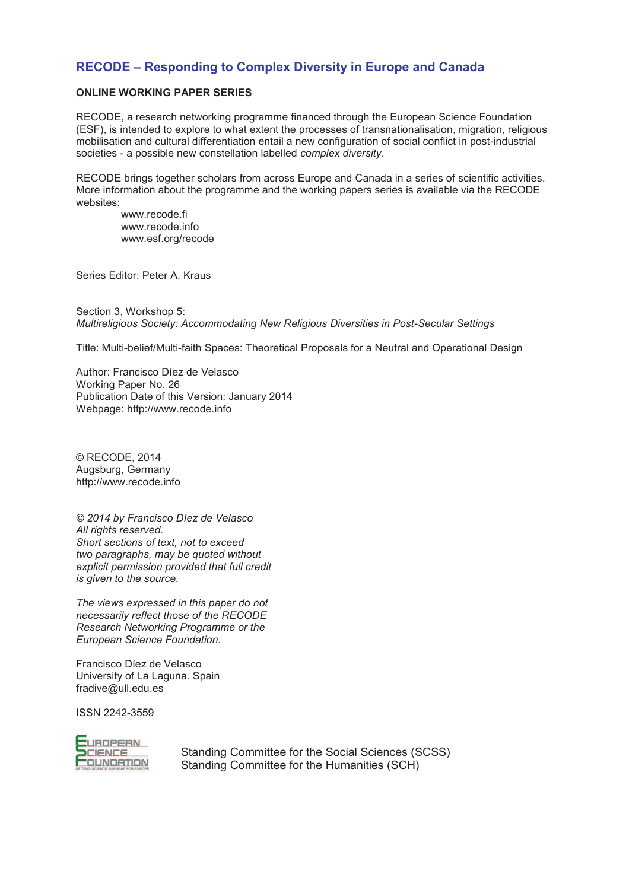## RECODE – Responding to Complex Diversity in Europe and Canada

**ONLINE WORKING PAPER SERIES**

RECODE, a research networking programme financed through the European Science Foundation (ESF), is intended to explore to what extent the processes of transnationalisation, migration, religious mobilisation and cultural differentiation entail a new configuration of social conflict in post-industrial societies - a possible new constellation labelled *complex diversity*.

RECODE brings together scholars from across Europe and Canada in a series of scientific activities. More information about the programme and the working papers series is available via the RECODE websites:

www.recode.fi
www.recode.info
www.esf.org/recode

Series Editor: Peter A. Kraus

Section 3, Workshop 5:
*Multireligious Society: Accommodating New Religious Diversities in Post-Secular Settings*

Title: Multi-belief/Multi-faith Spaces: Theoretical Proposals for a Neutral and Operational Design

Author: Francisco Díez de Velasco
Working Paper No. 26
Publication Date of this Version: January 2014
Webpage: http://www.recode.info

© RECODE, 2014
Augsburg, Germany
http://www.recode.info

*© 2014 by Francisco Díez de Velasco*
*All rights reserved.*
*Short sections of text, not to exceed two paragraphs, may be quoted without explicit permission provided that full credit is given to the source.*

*The views expressed in this paper do not necessarily reflect those of the RECODE Research Networking Programme or the European Science Foundation.*

Francisco Díez de Velasco
University of La Laguna. Spain
fradive@ull.edu.es

ISSN 2242-3559

European Science Foundation — Setting Science Agendas for Europe

Standing Committee for the Social Sciences (SCSS)
Standing Committee for the Humanities (SCH)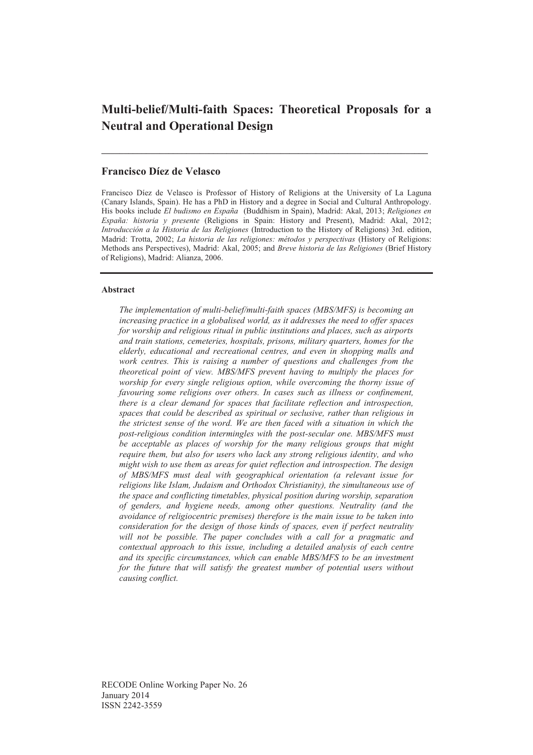# Multi-belief/Multi-faith Spaces: Theoretical Proposals for a Neutral and Operational Design

## Francisco Díez de Velasco

Francisco Díez de Velasco is Professor of History of Religions at the University of La Laguna (Canary Islands, Spain). He has a PhD in History and a degree in Social and Cultural Anthropology. His books include *El budismo en España* (Buddhism in Spain), Madrid: Akal, 2013; *Religiones en España: historia y presente* (Religions in Spain: History and Present), Madrid: Akal, 2012; *Introducción a la Historia de las Religiones* (Introduction to the History of Religions) 3rd. edition, Madrid: Trotta, 2002; *La historia de las religiones: métodos y perspectivas* (History of Religions: Methods ans Perspectives), Madrid: Akal, 2005; and *Breve historia de las Religiones* (Brief History of Religions), Madrid: Alianza, 2006.

### Abstract

*The implementation of multi-belief/multi-faith spaces (MBS/MFS) is becoming an increasing practice in a globalised world, as it addresses the need to offer spaces for worship and religious ritual in public institutions and places, such as airports and train stations, cemeteries, hospitals, prisons, military quarters, homes for the elderly, educational and recreational centres, and even in shopping malls and work centres. This is raising a number of questions and challenges from the theoretical point of view. MBS/MFS prevent having to multiply the places for worship for every single religious option, while overcoming the thorny issue of favouring some religions over others. In cases such as illness or confinement, there is a clear demand for spaces that facilitate reflection and introspection, spaces that could be described as spiritual or seclusive, rather than religious in the strictest sense of the word. We are then faced with a situation in which the post-religious condition intermingles with the post-secular one. MBS/MFS must be acceptable as places of worship for the many religious groups that might require them, but also for users who lack any strong religious identity, and who might wish to use them as areas for quiet reflection and introspection. The design of MBS/MFS must deal with geographical orientation (a relevant issue for religions like Islam, Judaism and Orthodox Christianity), the simultaneous use of the space and conflicting timetables, physical position during worship, separation of genders, and hygiene needs, among other questions. Neutrality (and the avoidance of religiocentric premises) therefore is the main issue to be taken into consideration for the design of those kinds of spaces, even if perfect neutrality will not be possible. The paper concludes with a call for a pragmatic and contextual approach to this issue, including a detailed analysis of each centre and its specific circumstances, which can enable MBS/MFS to be an investment for the future that will satisfy the greatest number of potential users without causing conflict.*

RECODE Online Working Paper No. 26
January 2014
ISSN 2242-3559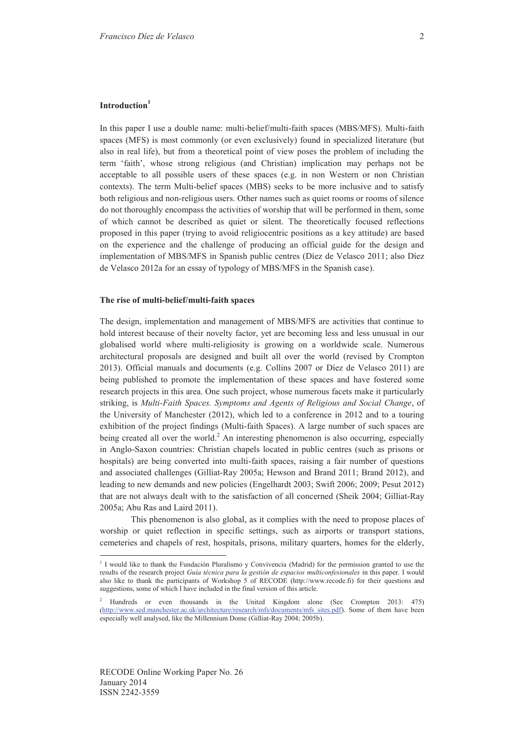## Introduction[1]

In this paper I use a double name: multi-belief/multi-faith spaces (MBS/MFS). Multi-faith spaces (MFS) is most commonly (or even exclusively) found in specialized literature (but also in real life), but from a theoretical point of view poses the problem of including the term 'faith', whose strong religious (and Christian) implication may perhaps not be acceptable to all possible users of these spaces (e.g. in non Western or non Christian contexts). The term Multi-belief spaces (MBS) seeks to be more inclusive and to satisfy both religious and non-religious users. Other names such as quiet rooms or rooms of silence do not thoroughly encompass the activities of worship that will be performed in them, some of which cannot be described as quiet or silent. The theoretically focused reflections proposed in this paper (trying to avoid religiocentric positions as a key attitude) are based on the experience and the challenge of producing an official guide for the design and implementation of MBS/MFS in Spanish public centres (Díez de Velasco 2011; also Díez de Velasco 2012a for an essay of typology of MBS/MFS in the Spanish case).

## The rise of multi-belief/multi-faith spaces

The design, implementation and management of MBS/MFS are activities that continue to hold interest because of their novelty factor, yet are becoming less and less unusual in our globalised world where multi-religiosity is growing on a worldwide scale. Numerous architectural proposals are designed and built all over the world (revised by Crompton 2013). Official manuals and documents (e.g. Collins 2007 or Díez de Velasco 2011) are being published to promote the implementation of these spaces and have fostered some research projects in this area. One such project, whose numerous facets make it particularly striking, is *Multi-Faith Spaces. Symptoms and Agents of Religious and Social Change*, of the University of Manchester (2012), which led to a conference in 2012 and to a touring exhibition of the project findings (Multi-faith Spaces). A large number of such spaces are being created all over the world.[2] An interesting phenomenon is also occurring, especially in Anglo-Saxon countries: Christian chapels located in public centres (such as prisons or hospitals) are being converted into multi-faith spaces, raising a fair number of questions and associated challenges (Gilliat-Ray 2005a; Hewson and Brand 2011; Brand 2012), and leading to new demands and new policies (Engelhardt 2003; Swift 2006; 2009; Pesut 2012) that are not always dealt with to the satisfaction of all concerned (Sheik 2004; Gilliat-Ray 2005a; Abu Ras and Laird 2011).

This phenomenon is also global, as it complies with the need to propose places of worship or quiet reflection in specific settings, such as airports or transport stations, cemeteries and chapels of rest, hospitals, prisons, military quarters, homes for the elderly,

---

[1] I would like to thank the Fundación Pluralismo y Convivencia (Madrid) for the permission granted to use the results of the research project *Guía técnica para la gestión de espacios multiconfesionales* in this paper. I would also like to thank the participants of Workshop 5 of RECODE (http://www.recode.fi) for their questions and suggestions, some of which I have included in the final version of this article.

[2] Hundreds or even thousands in the United Kingdom alone (See Crompton 2013: 475) (http://www.sed.manchester.ac.uk/architecture/research/mfs/documents/mfs_sites.pdf). Some of them have been especially well analysed, like the Millennium Dome (Gilliat-Ray 2004; 2005b).

RECODE Online Working Paper No. 26
January 2014
ISSN 2242-3559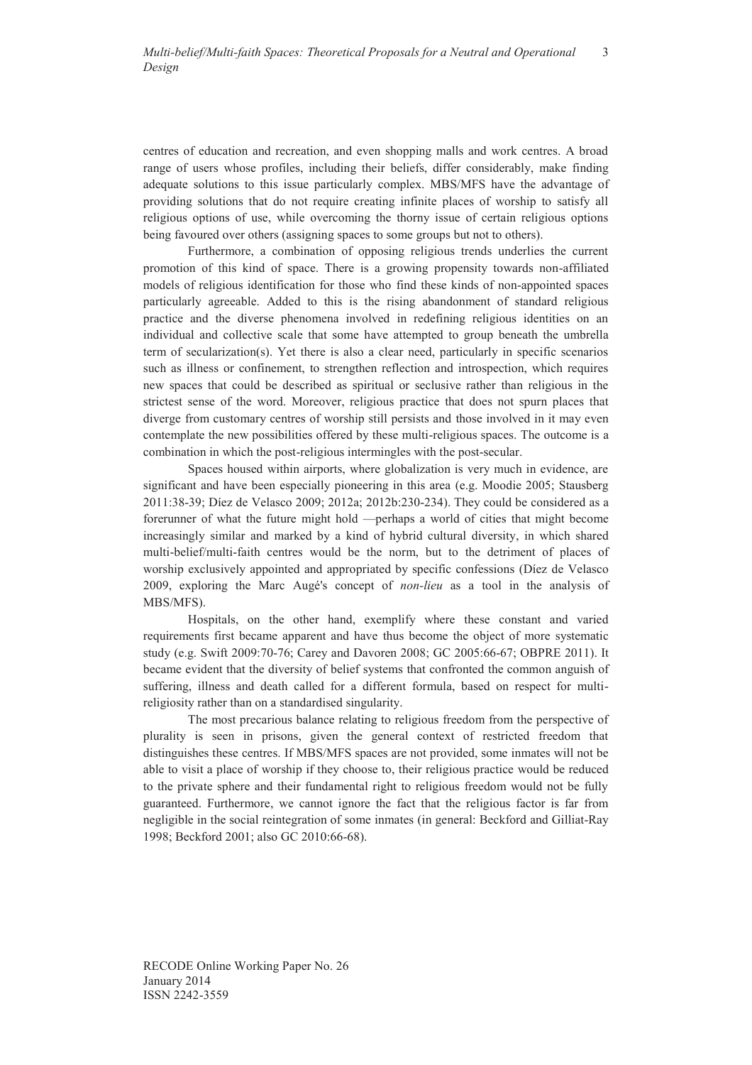centres of education and recreation, and even shopping malls and work centres. A broad range of users whose profiles, including their beliefs, differ considerably, make finding adequate solutions to this issue particularly complex. MBS/MFS have the advantage of providing solutions that do not require creating infinite places of worship to satisfy all religious options of use, while overcoming the thorny issue of certain religious options being favoured over others (assigning spaces to some groups but not to others).

Furthermore, a combination of opposing religious trends underlies the current promotion of this kind of space. There is a growing propensity towards non-affiliated models of religious identification for those who find these kinds of non-appointed spaces particularly agreeable. Added to this is the rising abandonment of standard religious practice and the diverse phenomena involved in redefining religious identities on an individual and collective scale that some have attempted to group beneath the umbrella term of secularization(s). Yet there is also a clear need, particularly in specific scenarios such as illness or confinement, to strengthen reflection and introspection, which requires new spaces that could be described as spiritual or seclusive rather than religious in the strictest sense of the word. Moreover, religious practice that does not spurn places that diverge from customary centres of worship still persists and those involved in it may even contemplate the new possibilities offered by these multi-religious spaces. The outcome is a combination in which the post-religious intermingles with the post-secular.

Spaces housed within airports, where globalization is very much in evidence, are significant and have been especially pioneering in this area (e.g. Moodie 2005; Stausberg 2011:38-39; Díez de Velasco 2009; 2012a; 2012b:230-234). They could be considered as a forerunner of what the future might hold —perhaps a world of cities that might become increasingly similar and marked by a kind of hybrid cultural diversity, in which shared multi-belief/multi-faith centres would be the norm, but to the detriment of places of worship exclusively appointed and appropriated by specific confessions (Díez de Velasco 2009, exploring the Marc Augé's concept of *non-lieu* as a tool in the analysis of MBS/MFS).

Hospitals, on the other hand, exemplify where these constant and varied requirements first became apparent and have thus become the object of more systematic study (e.g. Swift 2009:70-76; Carey and Davoren 2008; GC 2005:66-67; OBPRE 2011). It became evident that the diversity of belief systems that confronted the common anguish of suffering, illness and death called for a different formula, based on respect for multi-religiosity rather than on a standardised singularity.

The most precarious balance relating to religious freedom from the perspective of plurality is seen in prisons, given the general context of restricted freedom that distinguishes these centres. If MBS/MFS spaces are not provided, some inmates will not be able to visit a place of worship if they choose to, their religious practice would be reduced to the private sphere and their fundamental right to religious freedom would not be fully guaranteed. Furthermore, we cannot ignore the fact that the religious factor is far from negligible in the social reintegration of some inmates (in general: Beckford and Gilliat-Ray 1998; Beckford 2001; also GC 2010:66-68).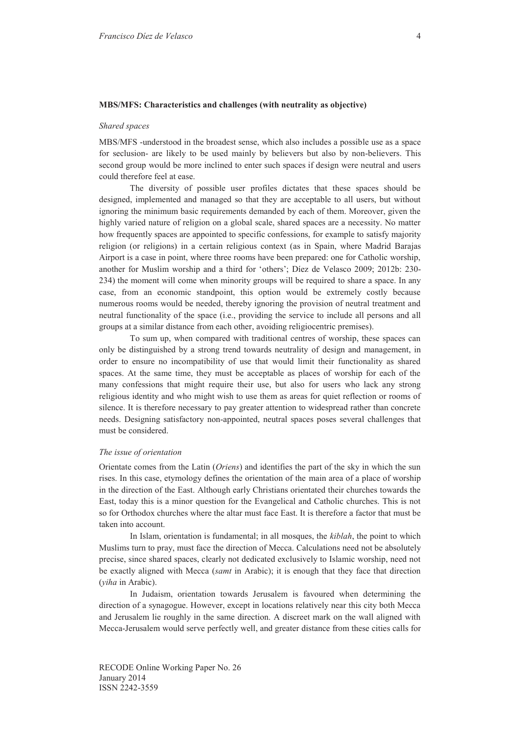## MBS/MFS: Characteristics and challenges (with neutrality as objective)

### *Shared spaces*

MBS/MFS -understood in the broadest sense, which also includes a possible use as a space for seclusion- are likely to be used mainly by believers but also by non-believers. This second group would be more inclined to enter such spaces if design were neutral and users could therefore feel at ease.

The diversity of possible user profiles dictates that these spaces should be designed, implemented and managed so that they are acceptable to all users, but without ignoring the minimum basic requirements demanded by each of them. Moreover, given the highly varied nature of religion on a global scale, shared spaces are a necessity. No matter how frequently spaces are appointed to specific confessions, for example to satisfy majority religion (or religions) in a certain religious context (as in Spain, where Madrid Barajas Airport is a case in point, where three rooms have been prepared: one for Catholic worship, another for Muslim worship and a third for 'others'; Díez de Velasco 2009; 2012b: 230-234) the moment will come when minority groups will be required to share a space. In any case, from an economic standpoint, this option would be extremely costly because numerous rooms would be needed, thereby ignoring the provision of neutral treatment and neutral functionality of the space (i.e., providing the service to include all persons and all groups at a similar distance from each other, avoiding religiocentric premises).

To sum up, when compared with traditional centres of worship, these spaces can only be distinguished by a strong trend towards neutrality of design and management, in order to ensure no incompatibility of use that would limit their functionality as shared spaces. At the same time, they must be acceptable as places of worship for each of the many confessions that might require their use, but also for users who lack any strong religious identity and who might wish to use them as areas for quiet reflection or rooms of silence. It is therefore necessary to pay greater attention to widespread rather than concrete needs. Designing satisfactory non-appointed, neutral spaces poses several challenges that must be considered.

### *The issue of orientation*

Orientate comes from the Latin (*Oriens*) and identifies the part of the sky in which the sun rises. In this case, etymology defines the orientation of the main area of a place of worship in the direction of the East. Although early Christians orientated their churches towards the East, today this is a minor question for the Evangelical and Catholic churches. This is not so for Orthodox churches where the altar must face East. It is therefore a factor that must be taken into account.

In Islam, orientation is fundamental; in all mosques, the *kiblah*, the point to which Muslims turn to pray, must face the direction of Mecca. Calculations need not be absolutely precise, since shared spaces, clearly not dedicated exclusively to Islamic worship, need not be exactly aligned with Mecca (*samt* in Arabic); it is enough that they face that direction (*yiha* in Arabic).

In Judaism, orientation towards Jerusalem is favoured when determining the direction of a synagogue. However, except in locations relatively near this city both Mecca and Jerusalem lie roughly in the same direction. A discreet mark on the wall aligned with Mecca-Jerusalem would serve perfectly well, and greater distance from these cities calls for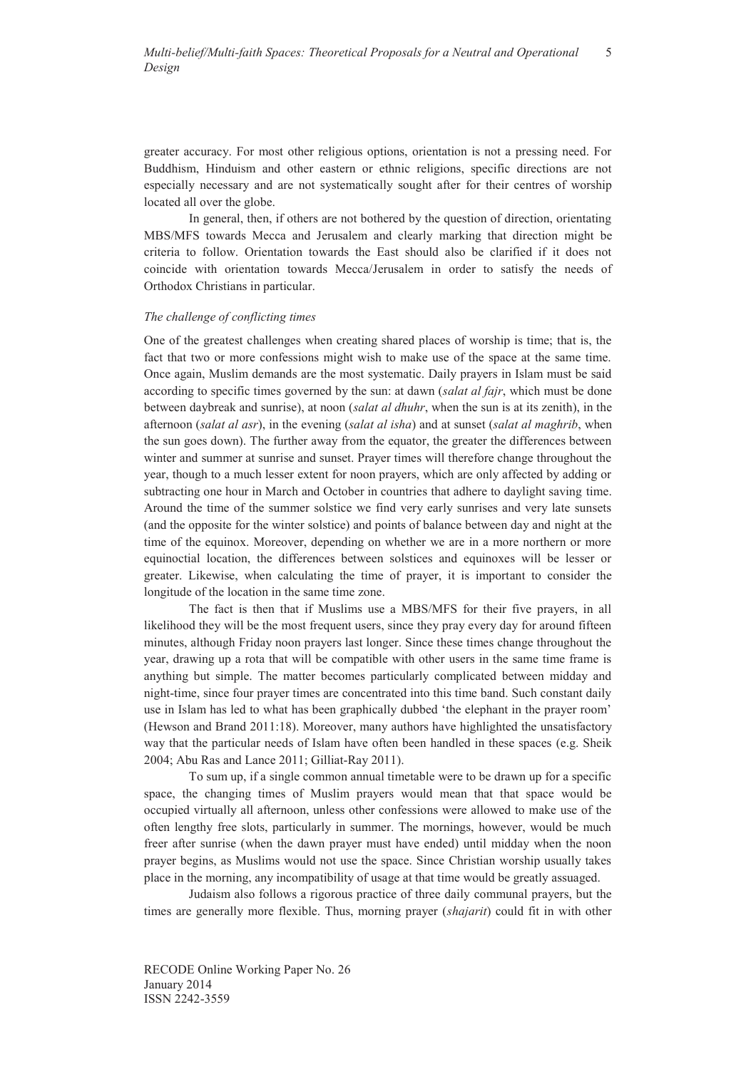greater accuracy. For most other religious options, orientation is not a pressing need. For Buddhism, Hinduism and other eastern or ethnic religions, specific directions are not especially necessary and are not systematically sought after for their centres of worship located all over the globe.

In general, then, if others are not bothered by the question of direction, orientating MBS/MFS towards Mecca and Jerusalem and clearly marking that direction might be criteria to follow. Orientation towards the East should also be clarified if it does not coincide with orientation towards Mecca/Jerusalem in order to satisfy the needs of Orthodox Christians in particular.

*The challenge of conflicting times*

One of the greatest challenges when creating shared places of worship is time; that is, the fact that two or more confessions might wish to make use of the space at the same time. Once again, Muslim demands are the most systematic. Daily prayers in Islam must be said according to specific times governed by the sun: at dawn (*salat al fajr*, which must be done between daybreak and sunrise), at noon (*salat al dhuhr*, when the sun is at its zenith), in the afternoon (*salat al asr*), in the evening (*salat al isha*) and at sunset (*salat al maghrib*, when the sun goes down). The further away from the equator, the greater the differences between winter and summer at sunrise and sunset. Prayer times will therefore change throughout the year, though to a much lesser extent for noon prayers, which are only affected by adding or subtracting one hour in March and October in countries that adhere to daylight saving time. Around the time of the summer solstice we find very early sunrises and very late sunsets (and the opposite for the winter solstice) and points of balance between day and night at the time of the equinox. Moreover, depending on whether we are in a more northern or more equinoctial location, the differences between solstices and equinoxes will be lesser or greater. Likewise, when calculating the time of prayer, it is important to consider the longitude of the location in the same time zone.

The fact is then that if Muslims use a MBS/MFS for their five prayers, in all likelihood they will be the most frequent users, since they pray every day for around fifteen minutes, although Friday noon prayers last longer. Since these times change throughout the year, drawing up a rota that will be compatible with other users in the same time frame is anything but simple. The matter becomes particularly complicated between midday and night-time, since four prayer times are concentrated into this time band. Such constant daily use in Islam has led to what has been graphically dubbed 'the elephant in the prayer room' (Hewson and Brand 2011:18). Moreover, many authors have highlighted the unsatisfactory way that the particular needs of Islam have often been handled in these spaces (e.g. Sheik 2004; Abu Ras and Lance 2011; Gilliat-Ray 2011).

To sum up, if a single common annual timetable were to be drawn up for a specific space, the changing times of Muslim prayers would mean that that space would be occupied virtually all afternoon, unless other confessions were allowed to make use of the often lengthy free slots, particularly in summer. The mornings, however, would be much freer after sunrise (when the dawn prayer must have ended) until midday when the noon prayer begins, as Muslims would not use the space. Since Christian worship usually takes place in the morning, any incompatibility of usage at that time would be greatly assuaged.

Judaism also follows a rigorous practice of three daily communal prayers, but the times are generally more flexible. Thus, morning prayer (*shajarit*) could fit in with other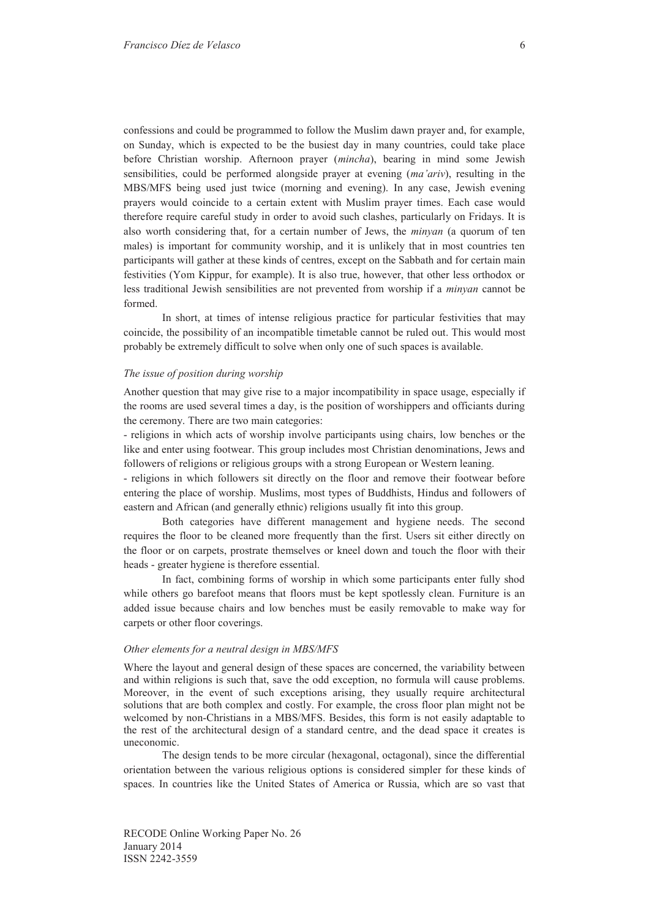confessions and could be programmed to follow the Muslim dawn prayer and, for example, on Sunday, which is expected to be the busiest day in many countries, could take place before Christian worship. Afternoon prayer (*mincha*), bearing in mind some Jewish sensibilities, could be performed alongside prayer at evening (*ma'ariv*), resulting in the MBS/MFS being used just twice (morning and evening). In any case, Jewish evening prayers would coincide to a certain extent with Muslim prayer times. Each case would therefore require careful study in order to avoid such clashes, particularly on Fridays. It is also worth considering that, for a certain number of Jews, the *minyan* (a quorum of ten males) is important for community worship, and it is unlikely that in most countries ten participants will gather at these kinds of centres, except on the Sabbath and for certain main festivities (Yom Kippur, for example). It is also true, however, that other less orthodox or less traditional Jewish sensibilities are not prevented from worship if a *minyan* cannot be formed.

In short, at times of intense religious practice for particular festivities that may coincide, the possibility of an incompatible timetable cannot be ruled out. This would most probably be extremely difficult to solve when only one of such spaces is available.

*The issue of position during worship*

Another question that may give rise to a major incompatibility in space usage, especially if the rooms are used several times a day, is the position of worshippers and officiants during the ceremony. There are two main categories:

- religions in which acts of worship involve participants using chairs, low benches or the like and enter using footwear. This group includes most Christian denominations, Jews and followers of religions or religious groups with a strong European or Western leaning.
- religions in which followers sit directly on the floor and remove their footwear before entering the place of worship. Muslims, most types of Buddhists, Hindus and followers of eastern and African (and generally ethnic) religions usually fit into this group.

Both categories have different management and hygiene needs. The second requires the floor to be cleaned more frequently than the first. Users sit either directly on the floor or on carpets, prostrate themselves or kneel down and touch the floor with their heads - greater hygiene is therefore essential.

In fact, combining forms of worship in which some participants enter fully shod while others go barefoot means that floors must be kept spotlessly clean. Furniture is an added issue because chairs and low benches must be easily removable to make way for carpets or other floor coverings.

*Other elements for a neutral design in MBS/MFS*

Where the layout and general design of these spaces are concerned, the variability between and within religions is such that, save the odd exception, no formula will cause problems. Moreover, in the event of such exceptions arising, they usually require architectural solutions that are both complex and costly. For example, the cross floor plan might not be welcomed by non-Christians in a MBS/MFS. Besides, this form is not easily adaptable to the rest of the architectural design of a standard centre, and the dead space it creates is uneconomic.

The design tends to be more circular (hexagonal, octagonal), since the differential orientation between the various religious options is considered simpler for these kinds of spaces. In countries like the United States of America or Russia, which are so vast that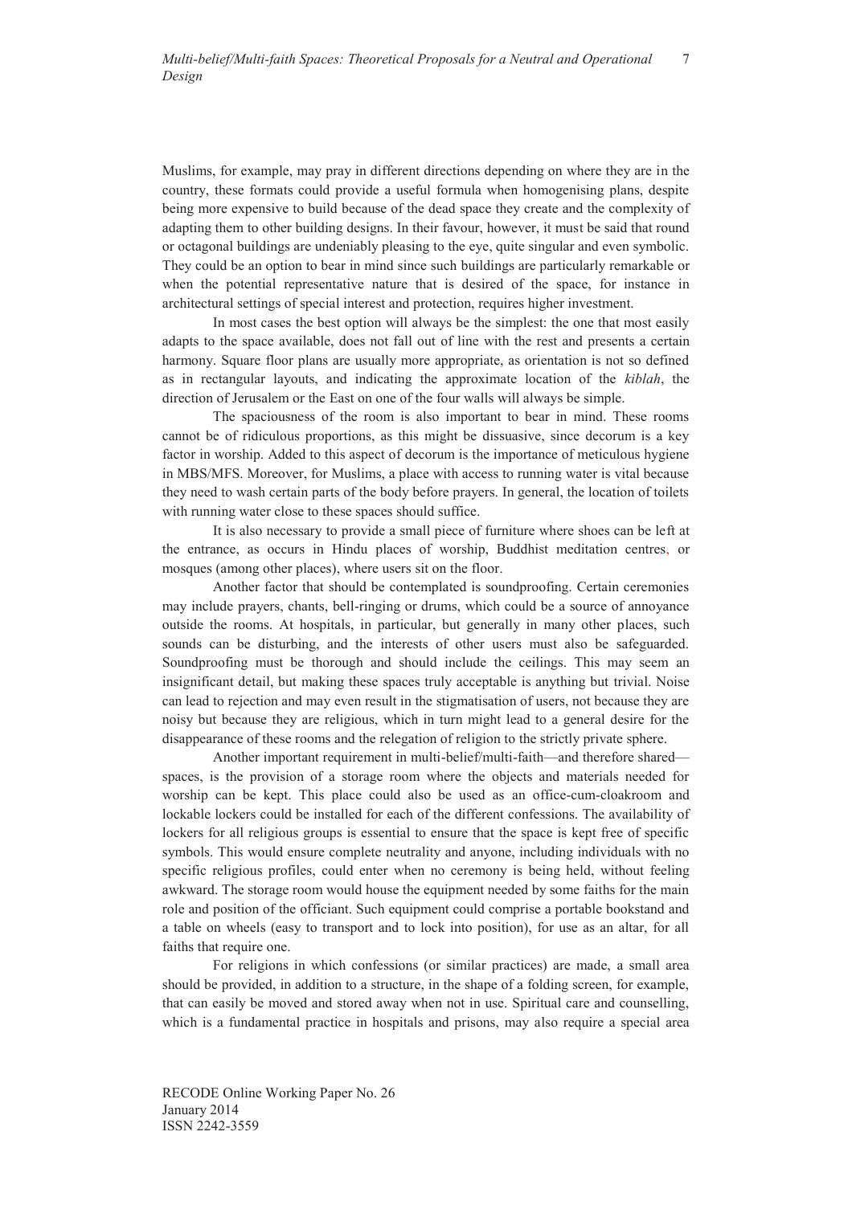Muslims, for example, may pray in different directions depending on where they are in the country, these formats could provide a useful formula when homogenising plans, despite being more expensive to build because of the dead space they create and the complexity of adapting them to other building designs. In their favour, however, it must be said that round or octagonal buildings are undeniably pleasing to the eye, quite singular and even symbolic. They could be an option to bear in mind since such buildings are particularly remarkable or when the potential representative nature that is desired of the space, for instance in architectural settings of special interest and protection, requires higher investment.

In most cases the best option will always be the simplest: the one that most easily adapts to the space available, does not fall out of line with the rest and presents a certain harmony. Square floor plans are usually more appropriate, as orientation is not so defined as in rectangular layouts, and indicating the approximate location of the *kiblah*, the direction of Jerusalem or the East on one of the four walls will always be simple.

The spaciousness of the room is also important to bear in mind. These rooms cannot be of ridiculous proportions, as this might be dissuasive, since decorum is a key factor in worship. Added to this aspect of decorum is the importance of meticulous hygiene in MBS/MFS. Moreover, for Muslims, a place with access to running water is vital because they need to wash certain parts of the body before prayers. In general, the location of toilets with running water close to these spaces should suffice.

It is also necessary to provide a small piece of furniture where shoes can be left at the entrance, as occurs in Hindu places of worship, Buddhist meditation centres, or mosques (among other places), where users sit on the floor.

Another factor that should be contemplated is soundproofing. Certain ceremonies may include prayers, chants, bell-ringing or drums, which could be a source of annoyance outside the rooms. At hospitals, in particular, but generally in many other places, such sounds can be disturbing, and the interests of other users must also be safeguarded. Soundproofing must be thorough and should include the ceilings. This may seem an insignificant detail, but making these spaces truly acceptable is anything but trivial. Noise can lead to rejection and may even result in the stigmatisation of users, not because they are noisy but because they are religious, which in turn might lead to a general desire for the disappearance of these rooms and the relegation of religion to the strictly private sphere.

Another important requirement in multi-belief/multi-faith—and therefore shared—spaces, is the provision of a storage room where the objects and materials needed for worship can be kept. This place could also be used as an office-cum-cloakroom and lockable lockers could be installed for each of the different confessions. The availability of lockers for all religious groups is essential to ensure that the space is kept free of specific symbols. This would ensure complete neutrality and anyone, including individuals with no specific religious profiles, could enter when no ceremony is being held, without feeling awkward. The storage room would house the equipment needed by some faiths for the main role and position of the officiant. Such equipment could comprise a portable bookstand and a table on wheels (easy to transport and to lock into position), for use as an altar, for all faiths that require one.

For religions in which confessions (or similar practices) are made, a small area should be provided, in addition to a structure, in the shape of a folding screen, for example, that can easily be moved and stored away when not in use. Spiritual care and counselling, which is a fundamental practice in hospitals and prisons, may also require a special area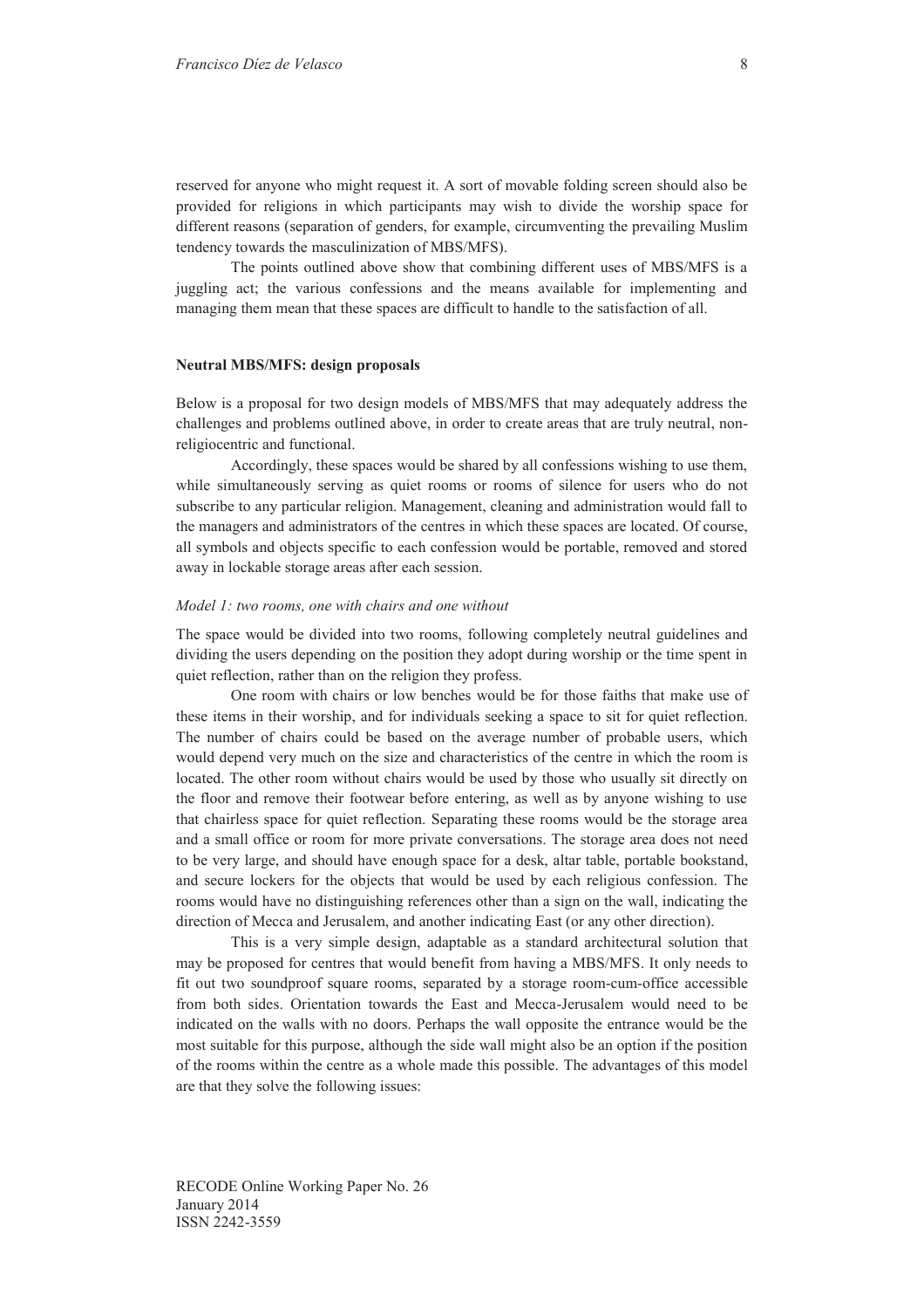reserved for anyone who might request it. A sort of movable folding screen should also be provided for religions in which participants may wish to divide the worship space for different reasons (separation of genders, for example, circumventing the prevailing Muslim tendency towards the masculinization of MBS/MFS).

The points outlined above show that combining different uses of MBS/MFS is a juggling act; the various confessions and the means available for implementing and managing them mean that these spaces are difficult to handle to the satisfaction of all.

## Neutral MBS/MFS: design proposals

Below is a proposal for two design models of MBS/MFS that may adequately address the challenges and problems outlined above, in order to create areas that are truly neutral, non-religiocentric and functional.

Accordingly, these spaces would be shared by all confessions wishing to use them, while simultaneously serving as quiet rooms or rooms of silence for users who do not subscribe to any particular religion. Management, cleaning and administration would fall to the managers and administrators of the centres in which these spaces are located. Of course, all symbols and objects specific to each confession would be portable, removed and stored away in lockable storage areas after each session.

### *Model 1: two rooms, one with chairs and one without*

The space would be divided into two rooms, following completely neutral guidelines and dividing the users depending on the position they adopt during worship or the time spent in quiet reflection, rather than on the religion they profess.

One room with chairs or low benches would be for those faiths that make use of these items in their worship, and for individuals seeking a space to sit for quiet reflection. The number of chairs could be based on the average number of probable users, which would depend very much on the size and characteristics of the centre in which the room is located. The other room without chairs would be used by those who usually sit directly on the floor and remove their footwear before entering, as well as by anyone wishing to use that chairless space for quiet reflection. Separating these rooms would be the storage area and a small office or room for more private conversations. The storage area does not need to be very large, and should have enough space for a desk, altar table, portable bookstand, and secure lockers for the objects that would be used by each religious confession. The rooms would have no distinguishing references other than a sign on the wall, indicating the direction of Mecca and Jerusalem, and another indicating East (or any other direction).

This is a very simple design, adaptable as a standard architectural solution that may be proposed for centres that would benefit from having a MBS/MFS. It only needs to fit out two soundproof square rooms, separated by a storage room-cum-office accessible from both sides. Orientation towards the East and Mecca-Jerusalem would need to be indicated on the walls with no doors. Perhaps the wall opposite the entrance would be the most suitable for this purpose, although the side wall might also be an option if the position of the rooms within the centre as a whole made this possible. The advantages of this model are that they solve the following issues: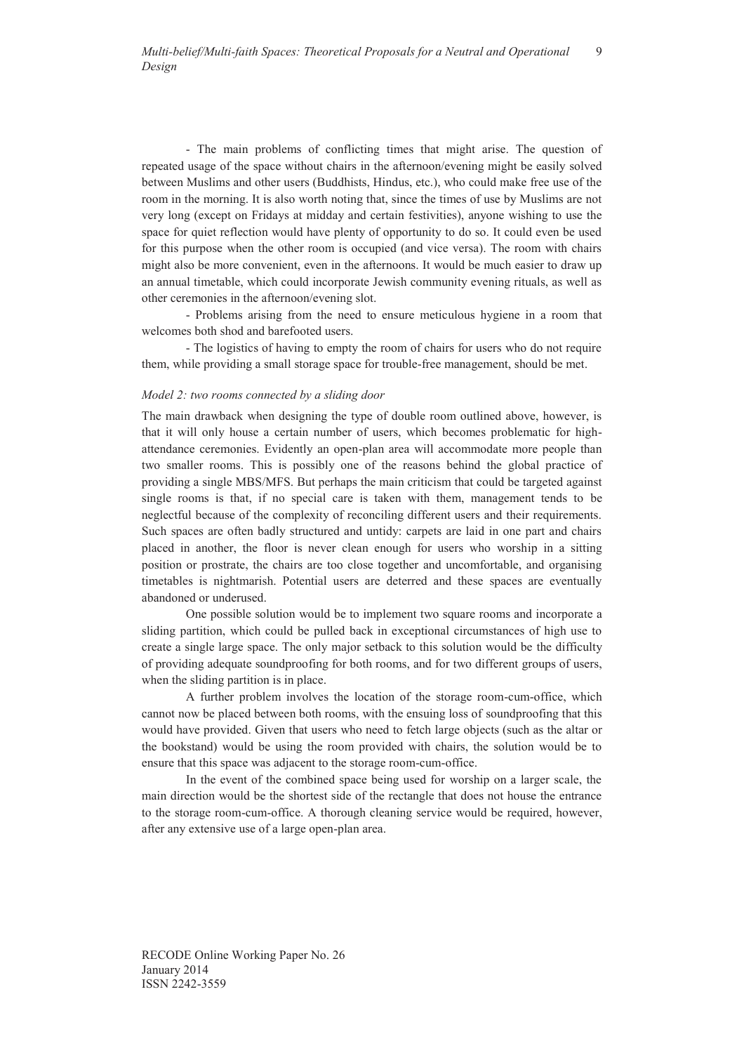- The main problems of conflicting times that might arise. The question of repeated usage of the space without chairs in the afternoon/evening might be easily solved between Muslims and other users (Buddhists, Hindus, etc.), who could make free use of the room in the morning. It is also worth noting that, since the times of use by Muslims are not very long (except on Fridays at midday and certain festivities), anyone wishing to use the space for quiet reflection would have plenty of opportunity to do so. It could even be used for this purpose when the other room is occupied (and vice versa). The room with chairs might also be more convenient, even in the afternoons. It would be much easier to draw up an annual timetable, which could incorporate Jewish community evening rituals, as well as other ceremonies in the afternoon/evening slot.

- Problems arising from the need to ensure meticulous hygiene in a room that welcomes both shod and barefooted users.

- The logistics of having to empty the room of chairs for users who do not require them, while providing a small storage space for trouble-free management, should be met.

*Model 2: two rooms connected by a sliding door*

The main drawback when designing the type of double room outlined above, however, is that it will only house a certain number of users, which becomes problematic for high-attendance ceremonies. Evidently an open-plan area will accommodate more people than two smaller rooms. This is possibly one of the reasons behind the global practice of providing a single MBS/MFS. But perhaps the main criticism that could be targeted against single rooms is that, if no special care is taken with them, management tends to be neglectful because of the complexity of reconciling different users and their requirements. Such spaces are often badly structured and untidy: carpets are laid in one part and chairs placed in another, the floor is never clean enough for users who worship in a sitting position or prostrate, the chairs are too close together and uncomfortable, and organising timetables is nightmarish. Potential users are deterred and these spaces are eventually abandoned or underused.

One possible solution would be to implement two square rooms and incorporate a sliding partition, which could be pulled back in exceptional circumstances of high use to create a single large space. The only major setback to this solution would be the difficulty of providing adequate soundproofing for both rooms, and for two different groups of users, when the sliding partition is in place.

A further problem involves the location of the storage room-cum-office, which cannot now be placed between both rooms, with the ensuing loss of soundproofing that this would have provided. Given that users who need to fetch large objects (such as the altar or the bookstand) would be using the room provided with chairs, the solution would be to ensure that this space was adjacent to the storage room-cum-office.

In the event of the combined space being used for worship on a larger scale, the main direction would be the shortest side of the rectangle that does not house the entrance to the storage room-cum-office. A thorough cleaning service would be required, however, after any extensive use of a large open-plan area.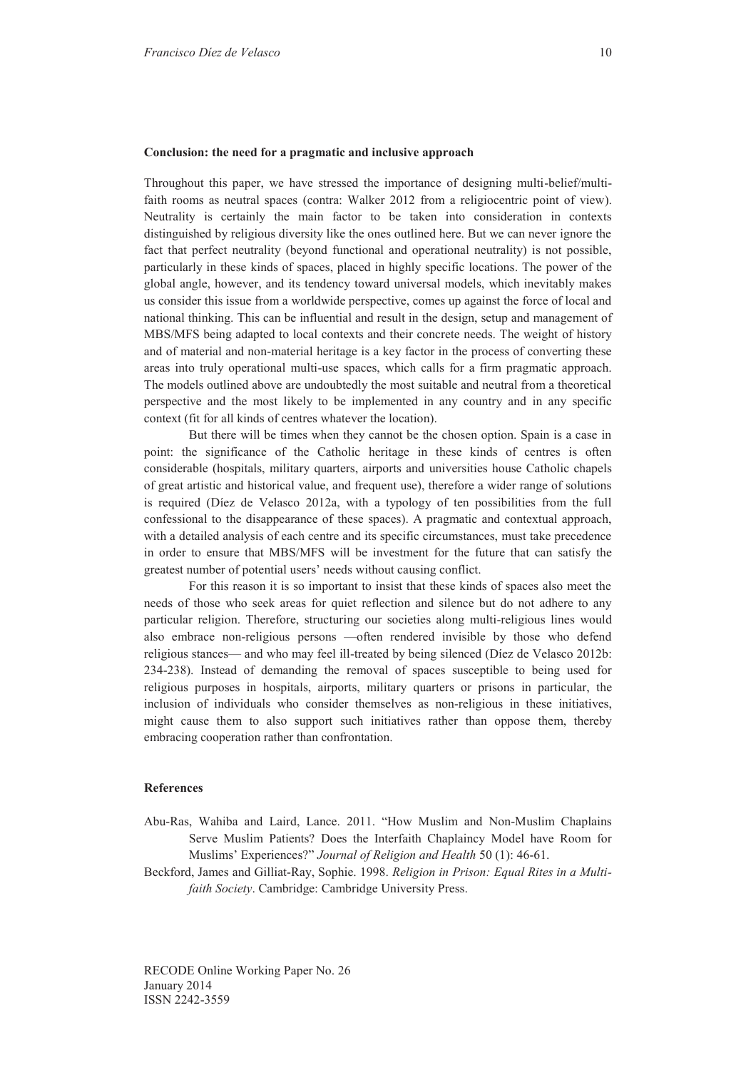### Conclusion: the need for a pragmatic and inclusive approach

Throughout this paper, we have stressed the importance of designing multi-belief/multi-faith rooms as neutral spaces (contra: Walker 2012 from a religiocentric point of view). Neutrality is certainly the main factor to be taken into consideration in contexts distinguished by religious diversity like the ones outlined here. But we can never ignore the fact that perfect neutrality (beyond functional and operational neutrality) is not possible, particularly in these kinds of spaces, placed in highly specific locations. The power of the global angle, however, and its tendency toward universal models, which inevitably makes us consider this issue from a worldwide perspective, comes up against the force of local and national thinking. This can be influential and result in the design, setup and management of MBS/MFS being adapted to local contexts and their concrete needs. The weight of history and of material and non-material heritage is a key factor in the process of converting these areas into truly operational multi-use spaces, which calls for a firm pragmatic approach. The models outlined above are undoubtedly the most suitable and neutral from a theoretical perspective and the most likely to be implemented in any country and in any specific context (fit for all kinds of centres whatever the location).

But there will be times when they cannot be the chosen option. Spain is a case in point: the significance of the Catholic heritage in these kinds of centres is often considerable (hospitals, military quarters, airports and universities house Catholic chapels of great artistic and historical value, and frequent use), therefore a wider range of solutions is required (Díez de Velasco 2012a, with a typology of ten possibilities from the full confessional to the disappearance of these spaces). A pragmatic and contextual approach, with a detailed analysis of each centre and its specific circumstances, must take precedence in order to ensure that MBS/MFS will be investment for the future that can satisfy the greatest number of potential users' needs without causing conflict.

For this reason it is so important to insist that these kinds of spaces also meet the needs of those who seek areas for quiet reflection and silence but do not adhere to any particular religion. Therefore, structuring our societies along multi-religious lines would also embrace non-religious persons —often rendered invisible by those who defend religious stances— and who may feel ill-treated by being silenced (Díez de Velasco 2012b: 234-238). Instead of demanding the removal of spaces susceptible to being used for religious purposes in hospitals, airports, military quarters or prisons in particular, the inclusion of individuals who consider themselves as non-religious in these initiatives, might cause them to also support such initiatives rather than oppose them, thereby embracing cooperation rather than confrontation.

### References

Abu-Ras, Wahiba and Laird, Lance. 2011. "How Muslim and Non-Muslim Chaplains Serve Muslim Patients? Does the Interfaith Chaplaincy Model have Room for Muslims' Experiences?" *Journal of Religion and Health* 50 (1): 46-61.

Beckford, James and Gilliat-Ray, Sophie. 1998. *Religion in Prison: Equal Rites in a Multi-faith Society*. Cambridge: Cambridge University Press.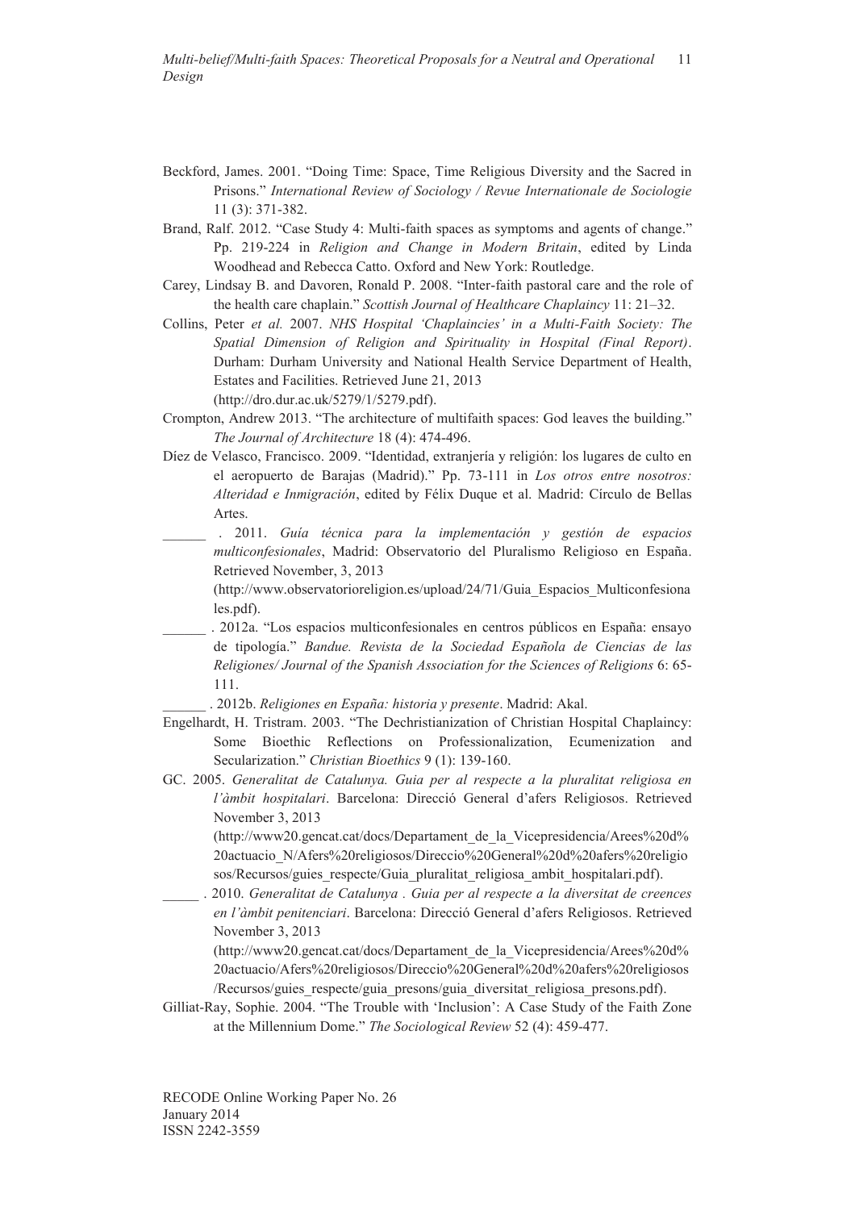Beckford, James. 2001. "Doing Time: Space, Time Religious Diversity and the Sacred in Prisons." *International Review of Sociology / Revue Internationale de Sociologie* 11 (3): 371-382.

Brand, Ralf. 2012. "Case Study 4: Multi-faith spaces as symptoms and agents of change." Pp. 219-224 in *Religion and Change in Modern Britain*, edited by Linda Woodhead and Rebecca Catto. Oxford and New York: Routledge.

Carey, Lindsay B. and Davoren, Ronald P. 2008. "Inter-faith pastoral care and the role of the health care chaplain." *Scottish Journal of Healthcare Chaplaincy* 11: 21–32.

Collins, Peter *et al.* 2007. *NHS Hospital 'Chaplaincies' in a Multi-Faith Society: The Spatial Dimension of Religion and Spirituality in Hospital (Final Report)*. Durham: Durham University and National Health Service Department of Health, Estates and Facilities. Retrieved June 21, 2013 (http://dro.dur.ac.uk/5279/1/5279.pdf).

Crompton, Andrew 2013. "The architecture of multifaith spaces: God leaves the building." *The Journal of Architecture* 18 (4): 474-496.

Díez de Velasco, Francisco. 2009. "Identidad, extranjería y religión: los lugares de culto en el aeropuerto de Barajas (Madrid)." Pp. 73-111 in *Los otros entre nosotros: Alteridad e Inmigración*, edited by Félix Duque et al. Madrid: Círculo de Bellas Artes.

______ . 2011. *Guía técnica para la implementación y gestión de espacios multiconfesionales*, Madrid: Observatorio del Pluralismo Religioso en España. Retrieved November, 3, 2013 (http://www.observatorioreligion.es/upload/24/71/Guia_Espacios_Multiconfesionales.pdf).

______ . 2012a. "Los espacios multiconfesionales en centros públicos en España: ensayo de tipología." *Bandue. Revista de la Sociedad Española de Ciencias de las Religiones/ Journal of the Spanish Association for the Sciences of Religions* 6: 65-111.

______ . 2012b. *Religiones en España: historia y presente*. Madrid: Akal.

Engelhardt, H. Tristram. 2003. "The Dechristianization of Christian Hospital Chaplaincy: Some Bioethic Reflections on Professionalization, Ecumenization and Secularization." *Christian Bioethics* 9 (1): 139-160.

GC. 2005. *Generalitat de Catalunya. Guia per al respecte a la pluralitat religiosa en l'àmbit hospitalari*. Barcelona: Direcció General d'afers Religiosos. Retrieved November 3, 2013 (http://www20.gencat.cat/docs/Departament_de_la_Vicepresidencia/Arees%20d%20actuacio_N/Afers%20religiosos/Direccio%20General%20d%20afers%20religiosos/Recursos/guies_respecte/Guia_pluralitat_religiosa_ambit_hospitalari.pdf).

_____ . 2010. *Generalitat de Catalunya . Guia per al respecte a la diversitat de creences en l'àmbit penitenciari*. Barcelona: Direcció General d'afers Religiosos. Retrieved November 3, 2013 (http://www20.gencat.cat/docs/Departament_de_la_Vicepresidencia/Arees%20d%20actuacio/Afers%20religiosos/Direccio%20General%20d%20afers%20religiosos/Recursos/guies_respecte/guia_presons/guia_diversitat_religiosa_presons.pdf).

Gilliat-Ray, Sophie. 2004. "The Trouble with 'Inclusion': A Case Study of the Faith Zone at the Millennium Dome." *The Sociological Review* 52 (4): 459-477.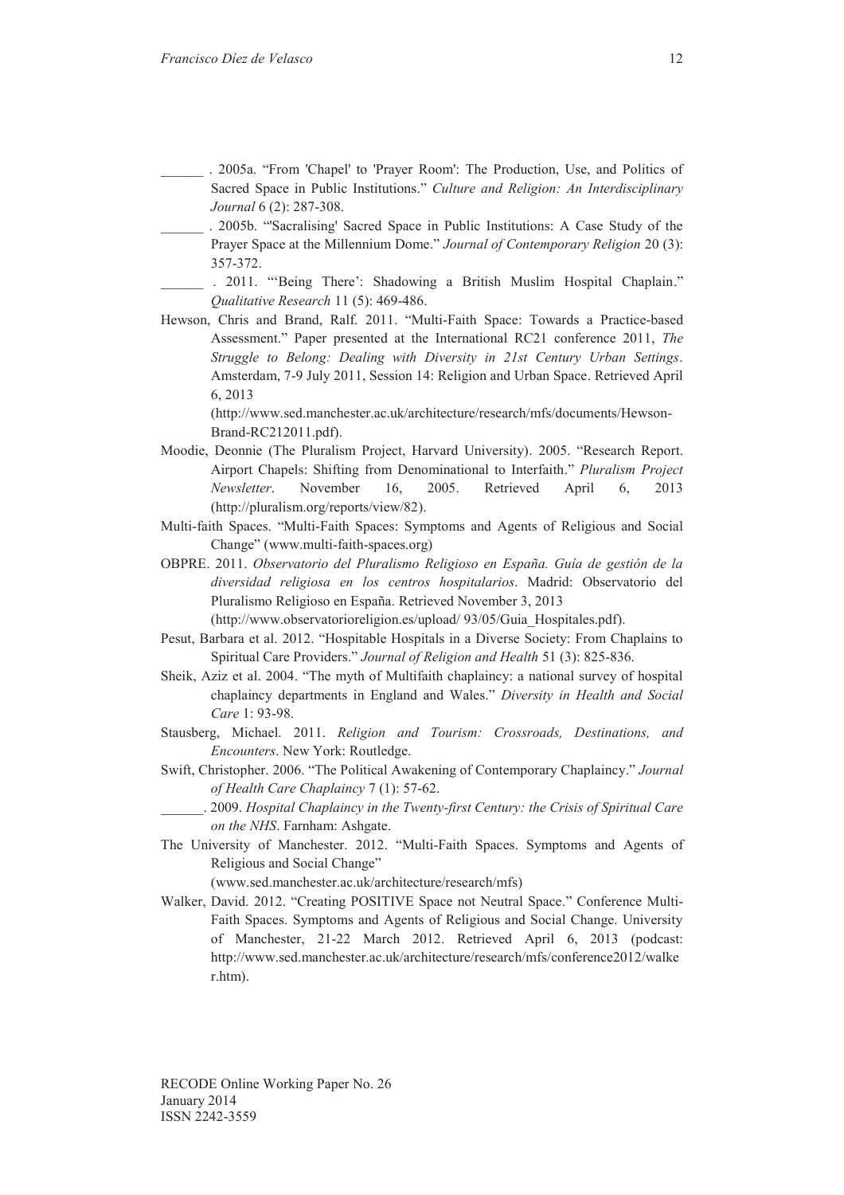______ . 2005a. "From 'Chapel' to 'Prayer Room': The Production, Use, and Politics of Sacred Space in Public Institutions." *Culture and Religion: An Interdisciplinary Journal* 6 (2): 287-308.

______ . 2005b. "'Sacralising' Sacred Space in Public Institutions: A Case Study of the Prayer Space at the Millennium Dome." *Journal of Contemporary Religion* 20 (3): 357-372.

______ . 2011. "'Being There': Shadowing a British Muslim Hospital Chaplain." *Qualitative Research* 11 (5): 469-486.

Hewson, Chris and Brand, Ralf. 2011. "Multi-Faith Space: Towards a Practice-based Assessment." Paper presented at the International RC21 conference 2011, *The Struggle to Belong: Dealing with Diversity in 21st Century Urban Settings*. Amsterdam, 7-9 July 2011, Session 14: Religion and Urban Space. Retrieved April 6, 2013 (http://www.sed.manchester.ac.uk/architecture/research/mfs/documents/Hewson-Brand-RC212011.pdf).

Moodie, Deonnie (The Pluralism Project, Harvard University). 2005. "Research Report. Airport Chapels: Shifting from Denominational to Interfaith." *Pluralism Project Newsletter*. November 16, 2005. Retrieved April 6, 2013 (http://pluralism.org/reports/view/82).

Multi-faith Spaces. "Multi-Faith Spaces: Symptoms and Agents of Religious and Social Change" (www.multi-faith-spaces.org)

OBPRE. 2011. *Observatorio del Pluralismo Religioso en España. Guía de gestión de la diversidad religiosa en los centros hospitalarios*. Madrid: Observatorio del Pluralismo Religioso en España. Retrieved November 3, 2013 (http://www.observatorioreligion.es/upload/ 93/05/Guia_Hospitales.pdf).

Pesut, Barbara et al. 2012. "Hospitable Hospitals in a Diverse Society: From Chaplains to Spiritual Care Providers." *Journal of Religion and Health* 51 (3): 825-836.

Sheik, Aziz et al. 2004. "The myth of Multifaith chaplaincy: a national survey of hospital chaplaincy departments in England and Wales." *Diversity in Health and Social Care* 1: 93-98.

Stausberg, Michael. 2011. *Religion and Tourism: Crossroads, Destinations, and Encounters*. New York: Routledge.

Swift, Christopher. 2006. "The Political Awakening of Contemporary Chaplaincy." *Journal of Health Care Chaplaincy* 7 (1): 57-62.

______. 2009. *Hospital Chaplaincy in the Twenty-first Century: the Crisis of Spiritual Care on the NHS*. Farnham: Ashgate.

The University of Manchester. 2012. "Multi-Faith Spaces. Symptoms and Agents of Religious and Social Change" (www.sed.manchester.ac.uk/architecture/research/mfs)

Walker, David. 2012. "Creating POSITIVE Space not Neutral Space." Conference Multi-Faith Spaces. Symptoms and Agents of Religious and Social Change. University of Manchester, 21-22 March 2012. Retrieved April 6, 2013 (podcast: http://www.sed.manchester.ac.uk/architecture/research/mfs/conference2012/walker.htm).